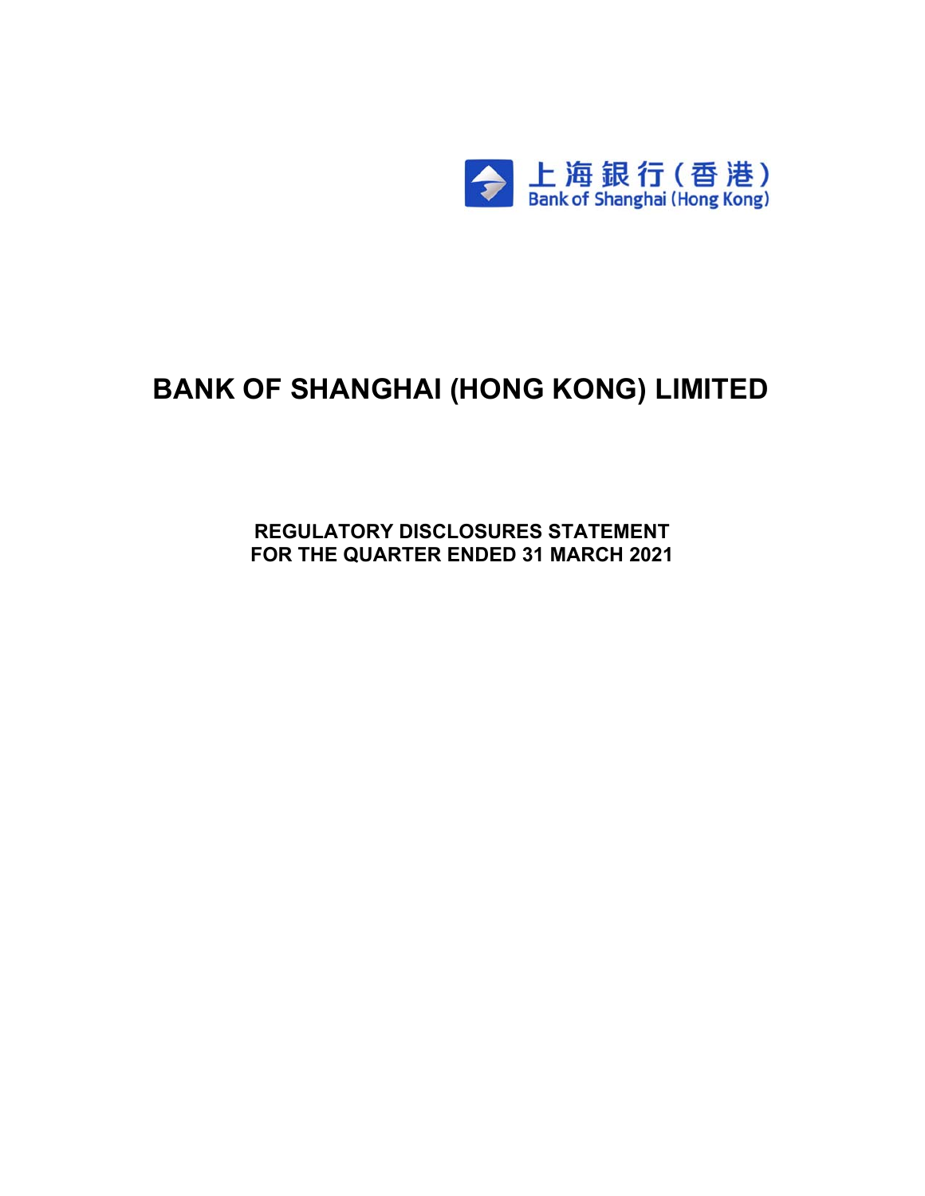上海銀行(香港)
Bank of Shanghai (Hong Kong)

# BANK OF SHANGHAI (HONG KONG) LIMITED

## REGULATORY DISCLOSURES STATEMENT
## FOR THE QUARTER ENDED 31 MARCH 2021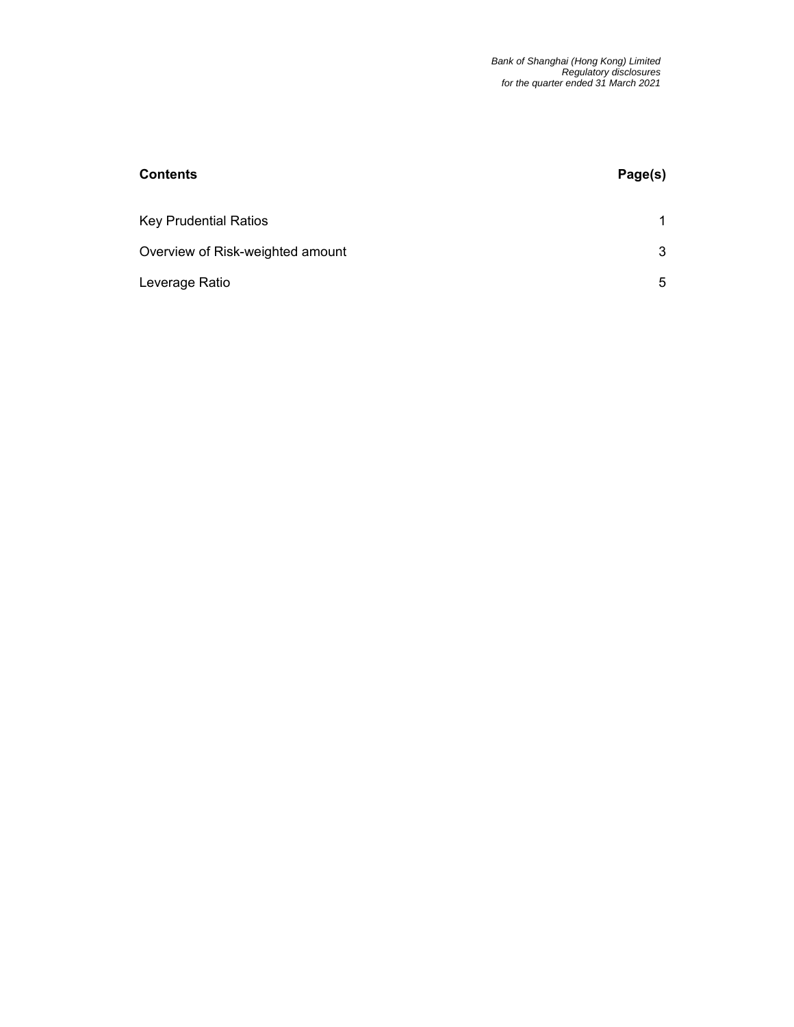| **Contents** | **Page(s)** |
| --- | --- |
| Key Prudential Ratios | 1 |
| Overview of Risk-weighted amount | 3 |
| Leverage Ratio | 5 |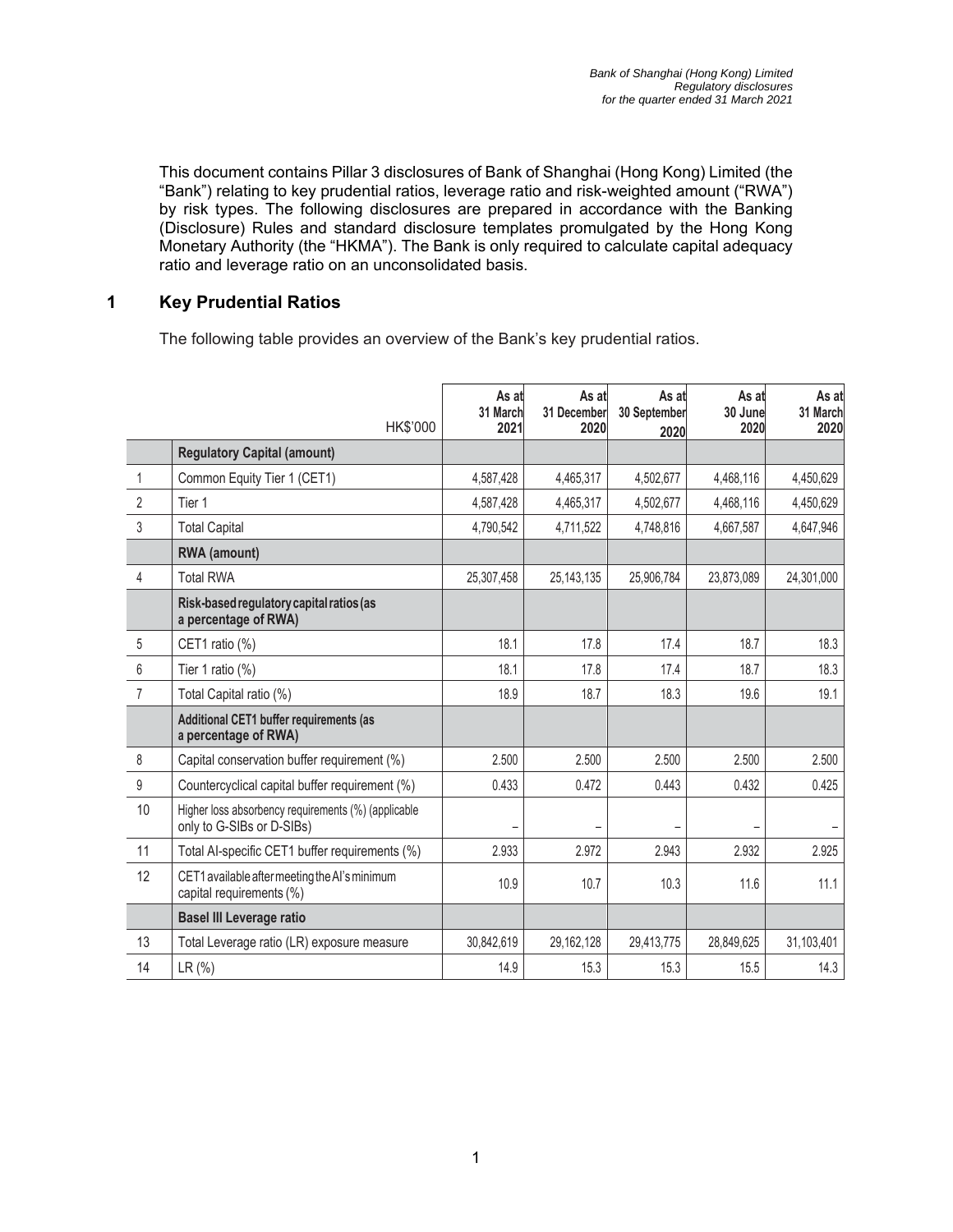This document contains Pillar 3 disclosures of Bank of Shanghai (Hong Kong) Limited (the "Bank") relating to key prudential ratios, leverage ratio and risk-weighted amount ("RWA") by risk types. The following disclosures are prepared in accordance with the Banking (Disclosure) Rules and standard disclosure templates promulgated by the Hong Kong Monetary Authority (the "HKMA"). The Bank is only required to calculate capital adequacy ratio and leverage ratio on an unconsolidated basis.

## 1 Key Prudential Ratios

The following table provides an overview of the Bank's key prudential ratios.

| | HK$'000 | As at 31 March 2021 | As at 31 December 2020 | As at 30 September 2020 | As at 30 June 2020 | As at 31 March 2020 |
|---|---|---|---|---|---|---|
| | **Regulatory Capital (amount)** | | | | | |
| 1 | Common Equity Tier 1 (CET1) | 4,587,428 | 4,465,317 | 4,502,677 | 4,468,116 | 4,450,629 |
| 2 | Tier 1 | 4,587,428 | 4,465,317 | 4,502,677 | 4,468,116 | 4,450,629 |
| 3 | Total Capital | 4,790,542 | 4,711,522 | 4,748,816 | 4,667,587 | 4,647,946 |
| | **RWA (amount)** | | | | | |
| 4 | Total RWA | 25,307,458 | 25,143,135 | 25,906,784 | 23,873,089 | 24,301,000 |
| | **Risk-based regulatory capital ratios (as a percentage of RWA)** | | | | | |
| 5 | CET1 ratio (%) | 18.1 | 17.8 | 17.4 | 18.7 | 18.3 |
| 6 | Tier 1 ratio (%) | 18.1 | 17.8 | 17.4 | 18.7 | 18.3 |
| 7 | Total Capital ratio (%) | 18.9 | 18.7 | 18.3 | 19.6 | 19.1 |
| | **Additional CET1 buffer requirements (as a percentage of RWA)** | | | | | |
| 8 | Capital conservation buffer requirement (%) | 2.500 | 2.500 | 2.500 | 2.500 | 2.500 |
| 9 | Countercyclical capital buffer requirement (%) | 0.433 | 0.472 | 0.443 | 0.432 | 0.425 |
| 10 | Higher loss absorbency requirements (%) (applicable only to G-SIBs or D-SIBs) | – | – | – | – | – |
| 11 | Total AI-specific CET1 buffer requirements (%) | 2.933 | 2.972 | 2.943 | 2.932 | 2.925 |
| 12 | CET1 available after meeting the AI's minimum capital requirements (%) | 10.9 | 10.7 | 10.3 | 11.6 | 11.1 |
| | **Basel III Leverage ratio** | | | | | |
| 13 | Total Leverage ratio (LR) exposure measure | 30,842,619 | 29,162,128 | 29,413,775 | 28,849,625 | 31,103,401 |
| 14 | LR (%) | 14.9 | 15.3 | 15.3 | 15.5 | 14.3 |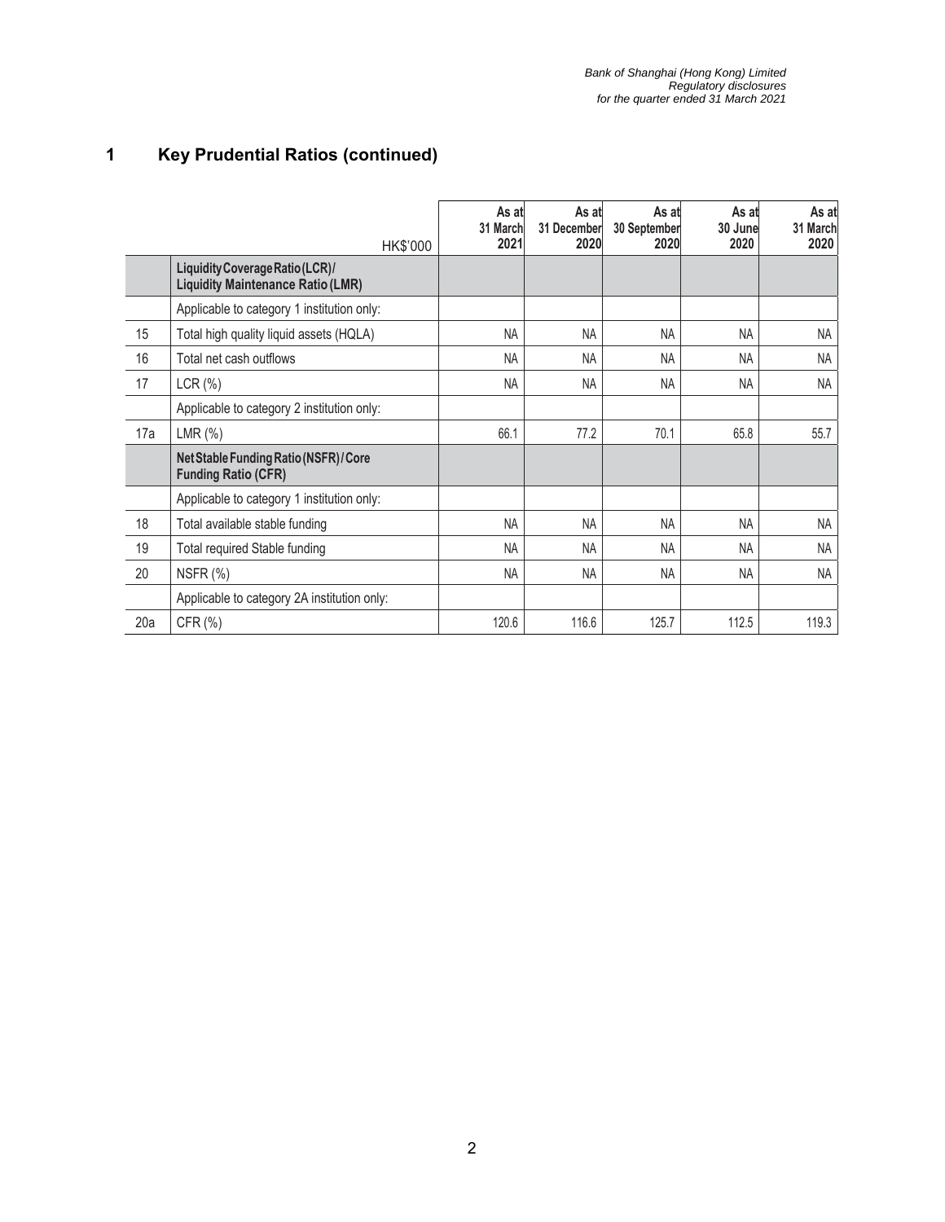# 1 Key Prudential Ratios (continued)

| | HK$'000 | As at 31 March 2021 | As at 31 December 2020 | As at 30 September 2020 | As at 30 June 2020 | As at 31 March 2020 |
|---|---|---|---|---|---|---|
| | **Liquidity Coverage Ratio (LCR) / Liquidity Maintenance Ratio (LMR)** | | | | | |
| | Applicable to category 1 institution only: | | | | | |
| 15 | Total high quality liquid assets (HQLA) | NA | NA | NA | NA | NA |
| 16 | Total net cash outflows | NA | NA | NA | NA | NA |
| 17 | LCR (%) | NA | NA | NA | NA | NA |
| | Applicable to category 2 institution only: | | | | | |
| 17a | LMR (%) | 66.1 | 77.2 | 70.1 | 65.8 | 55.7 |
| | **Net Stable Funding Ratio (NSFR) / Core Funding Ratio (CFR)** | | | | | |
| | Applicable to category 1 institution only: | | | | | |
| 18 | Total available stable funding | NA | NA | NA | NA | NA |
| 19 | Total required Stable funding | NA | NA | NA | NA | NA |
| 20 | NSFR (%) | NA | NA | NA | NA | NA |
| | Applicable to category 2A institution only: | | | | | |
| 20a | CFR (%) | 120.6 | 116.6 | 125.7 | 112.5 | 119.3 |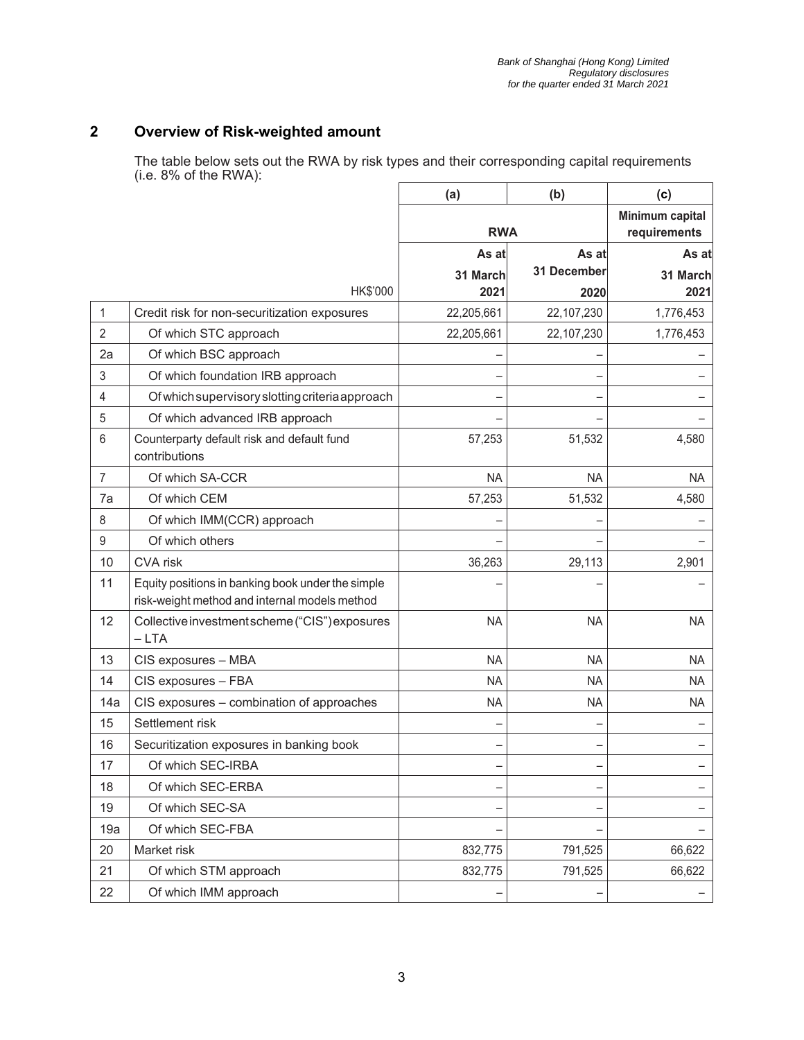## 2 Overview of Risk-weighted amount

The table below sets out the RWA by risk types and their corresponding capital requirements (i.e. 8% of the RWA):

| | | (a) | (b) | (c) |
|---|---|---|---|---|
| | | RWA | | Minimum capital requirements |
| | HK$'000 | As at 31 March 2021 | As at 31 December 2020 | As at 31 March 2021 |
| 1 | Credit risk for non-securitization exposures | 22,205,661 | 22,107,230 | 1,776,453 |
| 2 | Of which STC approach | 22,205,661 | 22,107,230 | 1,776,453 |
| 2a | Of which BSC approach | – | – | – |
| 3 | Of which foundation IRB approach | – | – | – |
| 4 | Of which supervisory slotting criteria approach | – | – | – |
| 5 | Of which advanced IRB approach | – | – | – |
| 6 | Counterparty default risk and default fund contributions | 57,253 | 51,532 | 4,580 |
| 7 | Of which SA-CCR | NA | NA | NA |
| 7a | Of which CEM | 57,253 | 51,532 | 4,580 |
| 8 | Of which IMM(CCR) approach | – | – | – |
| 9 | Of which others | – | – | – |
| 10 | CVA risk | 36,263 | 29,113 | 2,901 |
| 11 | Equity positions in banking book under the simple risk-weight method and internal models method | – | – | – |
| 12 | Collective investment scheme ("CIS") exposures – LTA | NA | NA | NA |
| 13 | CIS exposures – MBA | NA | NA | NA |
| 14 | CIS exposures – FBA | NA | NA | NA |
| 14a | CIS exposures – combination of approaches | NA | NA | NA |
| 15 | Settlement risk | – | – | – |
| 16 | Securitization exposures in banking book | – | – | – |
| 17 | Of which SEC-IRBA | – | – | – |
| 18 | Of which SEC-ERBA | – | – | – |
| 19 | Of which SEC-SA | – | – | – |
| 19a | Of which SEC-FBA | – | – | – |
| 20 | Market risk | 832,775 | 791,525 | 66,622 |
| 21 | Of which STM approach | 832,775 | 791,525 | 66,622 |
| 22 | Of which IMM approach | – | – | – |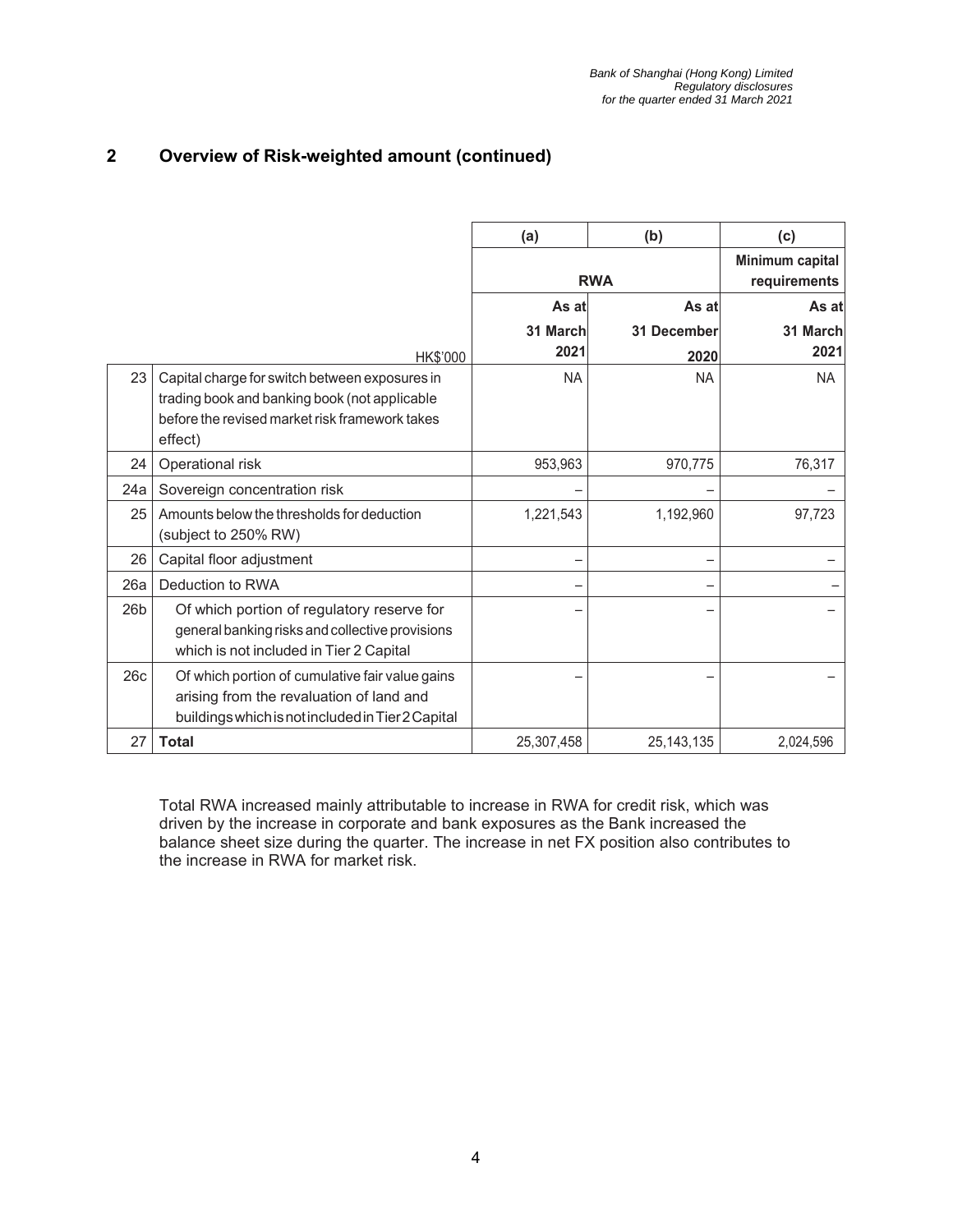## 2 Overview of Risk-weighted amount (continued)

| | | (a) | (b) | (c) |
|---|---|---|---|---|
| | | RWA | | Minimum capital requirements |
| | HK$'000 | As at 31 March 2021 | As at 31 December 2020 | As at 31 March 2021 |
| 23 | Capital charge for switch between exposures in trading book and banking book (not applicable before the revised market risk framework takes effect) | NA | NA | NA |
| 24 | Operational risk | 953,963 | 970,775 | 76,317 |
| 24a | Sovereign concentration risk | – | – | – |
| 25 | Amounts below the thresholds for deduction (subject to 250% RW) | 1,221,543 | 1,192,960 | 97,723 |
| 26 | Capital floor adjustment | – | – | – |
| 26a | Deduction to RWA | – | – | – |
| 26b | Of which portion of regulatory reserve for general banking risks and collective provisions which is not included in Tier 2 Capital | – | – | – |
| 26c | Of which portion of cumulative fair value gains arising from the revaluation of land and buildings which is not included in Tier 2 Capital | – | – | – |
| 27 | **Total** | 25,307,458 | 25,143,135 | 2,024,596 |

Total RWA increased mainly attributable to increase in RWA for credit risk, which was driven by the increase in corporate and bank exposures as the Bank increased the balance sheet size during the quarter. The increase in net FX position also contributes to the increase in RWA for market risk.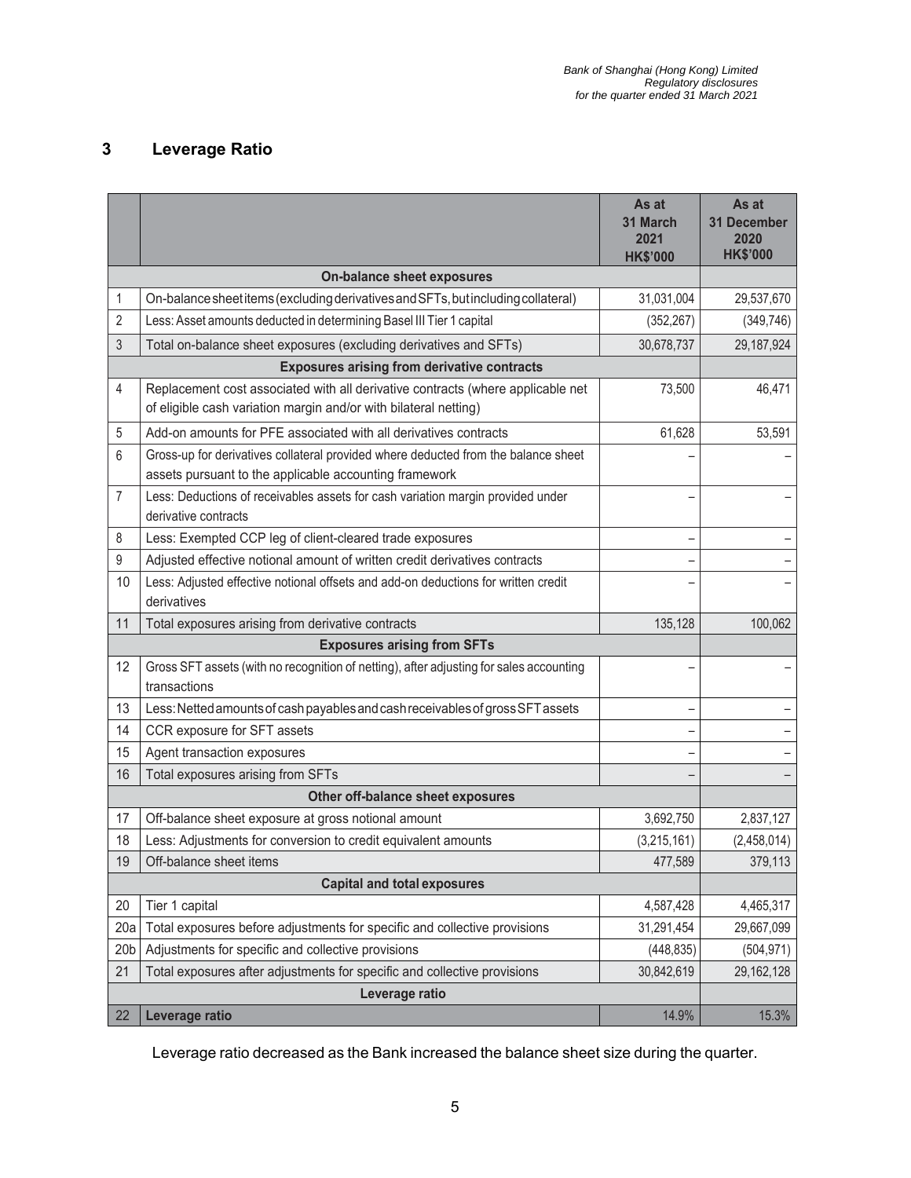## 3 Leverage Ratio

| | | As at 31 March 2021 HK$'000 | As at 31 December 2020 HK$'000 |
|---|---|---|---|
| | **On-balance sheet exposures** | | |
| 1 | On-balance sheet items (excluding derivatives and SFTs, but including collateral) | 31,031,004 | 29,537,670 |
| 2 | Less: Asset amounts deducted in determining Basel III Tier 1 capital | (352,267) | (349,746) |
| 3 | Total on-balance sheet exposures (excluding derivatives and SFTs) | 30,678,737 | 29,187,924 |
| | **Exposures arising from derivative contracts** | | |
| 4 | Replacement cost associated with all derivative contracts (where applicable net of eligible cash variation margin and/or with bilateral netting) | 73,500 | 46,471 |
| 5 | Add-on amounts for PFE associated with all derivatives contracts | 61,628 | 53,591 |
| 6 | Gross-up for derivatives collateral provided where deducted from the balance sheet assets pursuant to the applicable accounting framework | – | – |
| 7 | Less: Deductions of receivables assets for cash variation margin provided under derivative contracts | – | – |
| 8 | Less: Exempted CCP leg of client-cleared trade exposures | – | – |
| 9 | Adjusted effective notional amount of written credit derivatives contracts | – | – |
| 10 | Less: Adjusted effective notional offsets and add-on deductions for written credit derivatives | – | – |
| 11 | Total exposures arising from derivative contracts | 135,128 | 100,062 |
| | **Exposures arising from SFTs** | | |
| 12 | Gross SFT assets (with no recognition of netting), after adjusting for sales accounting transactions | – | – |
| 13 | Less: Netted amounts of cash payables and cash receivables of gross SFT assets | – | – |
| 14 | CCR exposure for SFT assets | – | – |
| 15 | Agent transaction exposures | – | – |
| 16 | Total exposures arising from SFTs | – | – |
| | **Other off-balance sheet exposures** | | |
| 17 | Off-balance sheet exposure at gross notional amount | 3,692,750 | 2,837,127 |
| 18 | Less: Adjustments for conversion to credit equivalent amounts | (3,215,161) | (2,458,014) |
| 19 | Off-balance sheet items | 477,589 | 379,113 |
| | **Capital and total exposures** | | |
| 20 | Tier 1 capital | 4,587,428 | 4,465,317 |
| 20a | Total exposures before adjustments for specific and collective provisions | 31,291,454 | 29,667,099 |
| 20b | Adjustments for specific and collective provisions | (448,835) | (504,971) |
| 21 | Total exposures after adjustments for specific and collective provisions | 30,842,619 | 29,162,128 |
| | **Leverage ratio** | | |
| 22 | **Leverage ratio** | 14.9% | 15.3% |

Leverage ratio decreased as the Bank increased the balance sheet size during the quarter.